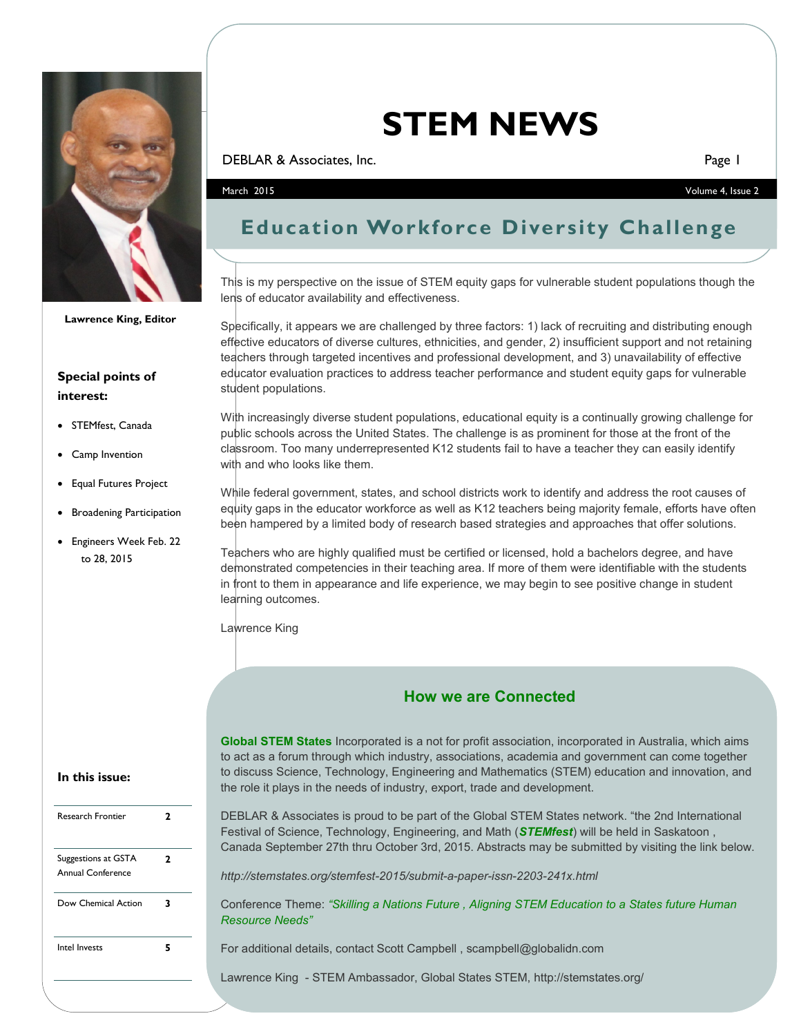# STEM NEWS

DEBLAR & Associates, Inc.

March 2015 — Volume 4, Issue 2

Lawrence King, Editor

**Special points of interest:**

- STEMfest, Canada
- Camp Invention
- Equal Futures Project
- Broadening Participation
- Engineers Week Feb. 22 to 28, 2015

**In this issue:**

| | |
|---|---|
| Research Frontier | 2 |
| Suggestions at GSTA Annual Conference | 2 |
| Dow Chemical Action | 3 |
| Intel Invests | 5 |

## Education Workforce Diversity Challenge

This is my perspective on the issue of STEM equity gaps for vulnerable student populations though the lens of educator availability and effectiveness.

Specifically, it appears we are challenged by three factors: 1) lack of recruiting and distributing enough effective educators of diverse cultures, ethnicities, and gender, 2) insufficient support and not retaining teachers through targeted incentives and professional development, and 3) unavailability of effective educator evaluation practices to address teacher performance and student equity gaps for vulnerable student populations.

With increasingly diverse student populations, educational equity is a continually growing challenge for public schools across the United States. The challenge is as prominent for those at the front of the classroom. Too many underrepresented K12 students fail to have a teacher they can easily identify with and who looks like them.

While federal government, states, and school districts work to identify and address the root causes of equity gaps in the educator workforce as well as K12 teachers being majority female, efforts have often been hampered by a limited body of research based strategies and approaches that offer solutions.

Teachers who are highly qualified must be certified or licensed, hold a bachelors degree, and have demonstrated competencies in their teaching area. If more of them were identifiable with the students in front to them in appearance and life experience, we may begin to see positive change in student learning outcomes.

Lawrence King

## How we are Connected

**Global STEM States** Incorporated is a not for profit association, incorporated in Australia, which aims to act as a forum through which industry, associations, academia and government can come together to discuss Science, Technology, Engineering and Mathematics (STEM) education and innovation, and the role it plays in the needs of industry, export, trade and development.

DEBLAR & Associates is proud to be part of the Global STEM States network. "the 2nd International Festival of Science, Technology, Engineering, and Math (***STEMfest***) will be held in Saskatoon , Canada September 27th thru October 3rd, 2015. Abstracts may be submitted by visiting the link below.

*http://stemstates.org/stemfest-2015/submit-a-paper-issn-2203-241x.html*

Conference Theme: *"Skilling a Nations Future , Aligning STEM Education to a States future Human Resource Needs"*

For additional details, contact Scott Campbell , scampbell@globalidn.com

Lawrence King - STEM Ambassador, Global States STEM, http://stemstates.org/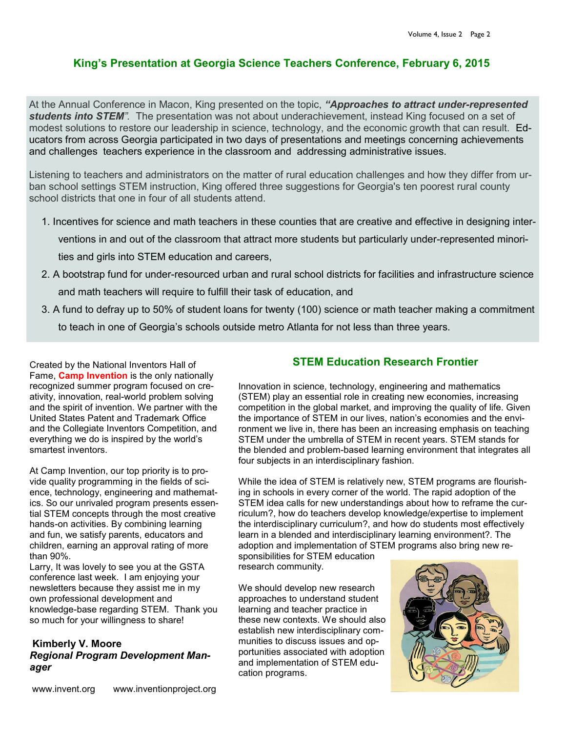## King's Presentation at Georgia Science Teachers Conference, February 6, 2015

At the Annual Conference in Macon, King presented on the topic, ***"Approaches to attract under-represented students into STEM"***. The presentation was not about underachievement, instead King focused on a set of modest solutions to restore our leadership in science, technology, and the economic growth that can result. Educators from across Georgia participated in two days of presentations and meetings concerning achievements and challenges teachers experience in the classroom and addressing administrative issues.

Listening to teachers and administrators on the matter of rural education challenges and how they differ from urban school settings STEM instruction, King offered three suggestions for Georgia's ten poorest rural county school districts that one in four of all students attend.

1. Incentives for science and math teachers in these counties that are creative and effective in designing interventions in and out of the classroom that attract more students but particularly under-represented minorities and girls into STEM education and careers,
2. A bootstrap fund for under-resourced urban and rural school districts for facilities and infrastructure science and math teachers will require to fulfill their task of education, and
3. A fund to defray up to 50% of student loans for twenty (100) science or math teacher making a commitment to teach in one of Georgia's schools outside metro Atlanta for not less than three years.

Created by the National Inventors Hall of Fame, **Camp Invention** is the only nationally recognized summer program focused on creativity, innovation, real-world problem solving and the spirit of invention. We partner with the United States Patent and Trademark Office and the Collegiate Inventors Competition, and everything we do is inspired by the world's smartest inventors.

At Camp Invention, our top priority is to provide quality programming in the fields of science, technology, engineering and mathematics. So our unrivaled program presents essential STEM concepts through the most creative hands-on activities. By combining learning and fun, we satisfy parents, educators and children, earning an approval rating of more than 90%.

Larry, It was lovely to see you at the GSTA conference last week. I am enjoying your newsletters because they assist me in my own professional development and knowledge-base regarding STEM. Thank you so much for your willingness to share!

**Kimberly V. Moore**
***Regional Program Development Manager***

www.invent.org www.inventionproject.org

## STEM Education Research Frontier

Innovation in science, technology, engineering and mathematics (STEM) play an essential role in creating new economies, increasing competition in the global market, and improving the quality of life. Given the importance of STEM in our lives, nation's economies and the environment we live in, there has been an increasing emphasis on teaching STEM under the umbrella of STEM in recent years. STEM stands for the blended and problem-based learning environment that integrates all four subjects in an interdisciplinary fashion.

While the idea of STEM is relatively new, STEM programs are flourishing in schools in every corner of the world. The rapid adoption of the STEM idea calls for new understandings about how to reframe the curriculum?, how do teachers develop knowledge/expertise to implement the interdisciplinary curriculum?, and how do students most effectively learn in a blended and interdisciplinary learning environment?. The adoption and implementation of STEM programs also bring new responsibilities for STEM education research community.

We should develop new research approaches to understand student learning and teacher practice in these new contexts. We should also establish new interdisciplinary communities to discuss issues and opportunities associated with adoption and implementation of STEM education programs.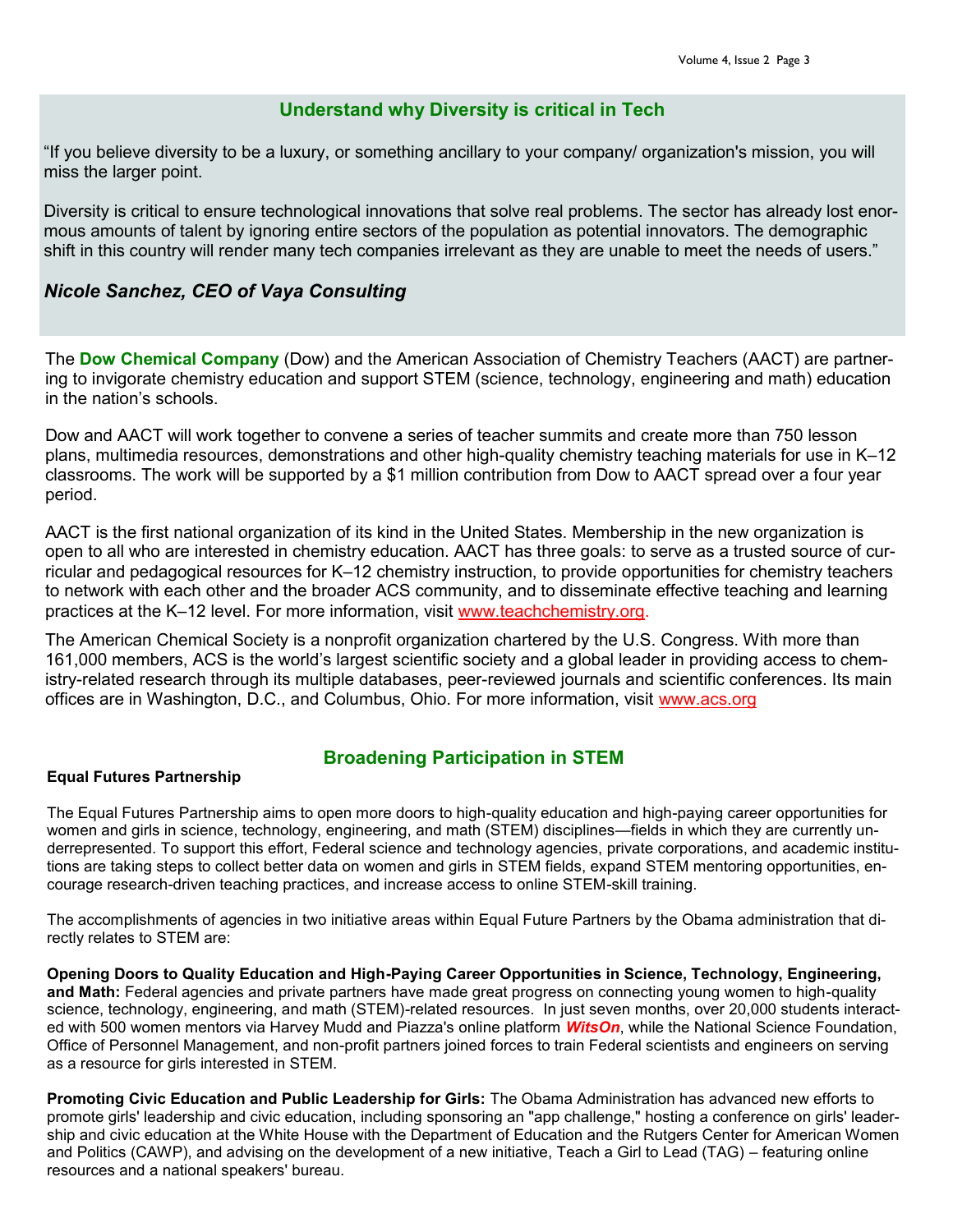## Understand why Diversity is critical in Tech

"If you believe diversity to be a luxury, or something ancillary to your company/ organization's mission, you will miss the larger point.

Diversity is critical to ensure technological innovations that solve real problems. The sector has already lost enormous amounts of talent by ignoring entire sectors of the population as potential innovators. The demographic shift in this country will render many tech companies irrelevant as they are unable to meet the needs of users."

***Nicole Sanchez, CEO of Vaya Consulting***

The **Dow Chemical Company** (Dow) and the American Association of Chemistry Teachers (AACT) are partnering to invigorate chemistry education and support STEM (science, technology, engineering and math) education in the nation's schools.

Dow and AACT will work together to convene a series of teacher summits and create more than 750 lesson plans, multimedia resources, demonstrations and other high-quality chemistry teaching materials for use in K–12 classrooms. The work will be supported by a $1 million contribution from Dow to AACT spread over a four year period.

AACT is the first national organization of its kind in the United States. Membership in the new organization is open to all who are interested in chemistry education. AACT has three goals: to serve as a trusted source of curricular and pedagogical resources for K–12 chemistry instruction, to provide opportunities for chemistry teachers to network with each other and the broader ACS community, and to disseminate effective teaching and learning practices at the K–12 level. For more information, visit www.teachchemistry.org.

The American Chemical Society is a nonprofit organization chartered by the U.S. Congress. With more than 161,000 members, ACS is the world's largest scientific society and a global leader in providing access to chemistry-related research through its multiple databases, peer-reviewed journals and scientific conferences. Its main offices are in Washington, D.C., and Columbus, Ohio. For more information, visit www.acs.org

## Broadening Participation in STEM

**Equal Futures Partnership**

The Equal Futures Partnership aims to open more doors to high-quality education and high-paying career opportunities for women and girls in science, technology, engineering, and math (STEM) disciplines—fields in which they are currently underrepresented. To support this effort, Federal science and technology agencies, private corporations, and academic institutions are taking steps to collect better data on women and girls in STEM fields, expand STEM mentoring opportunities, encourage research-driven teaching practices, and increase access to online STEM-skill training.

The accomplishments of agencies in two initiative areas within Equal Future Partners by the Obama administration that directly relates to STEM are:

**Opening Doors to Quality Education and High-Paying Career Opportunities in Science, Technology, Engineering, and Math:** Federal agencies and private partners have made great progress on connecting young women to high-quality science, technology, engineering, and math (STEM)-related resources. In just seven months, over 20,000 students interacted with 500 women mentors via Harvey Mudd and Piazza's online platform ***WitsOn***, while the National Science Foundation, Office of Personnel Management, and non-profit partners joined forces to train Federal scientists and engineers on serving as a resource for girls interested in STEM.

**Promoting Civic Education and Public Leadership for Girls:** The Obama Administration has advanced new efforts to promote girls' leadership and civic education, including sponsoring an "app challenge," hosting a conference on girls' leadership and civic education at the White House with the Department of Education and the Rutgers Center for American Women and Politics (CAWP), and advising on the development of a new initiative, Teach a Girl to Lead (TAG) – featuring online resources and a national speakers' bureau.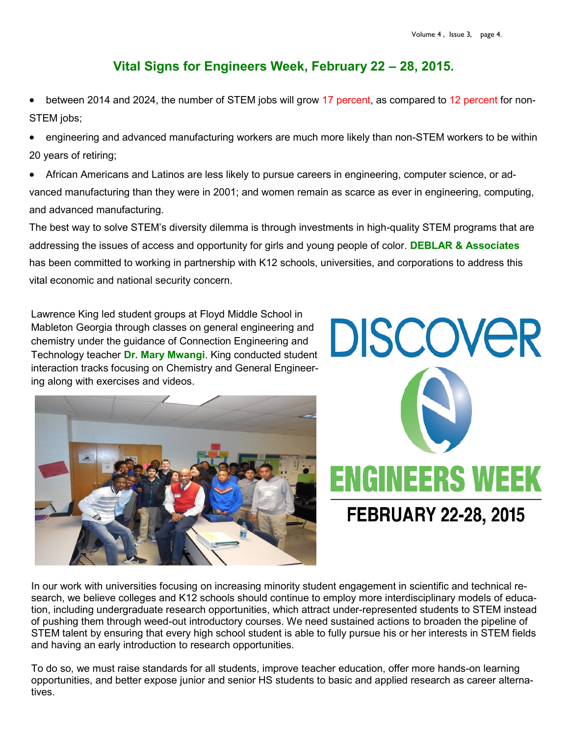## Vital Signs for Engineers Week, February 22 – 28, 2015.

- between 2014 and 2024, the number of STEM jobs will grow 17 percent, as compared to 12 percent for non-STEM jobs;
- engineering and advanced manufacturing workers are much more likely than non-STEM workers to be within 20 years of retiring;
- African Americans and Latinos are less likely to pursue careers in engineering, computer science, or advanced manufacturing than they were in 2001; and women remain as scarce as ever in engineering, computing, and advanced manufacturing.

The best way to solve STEM's diversity dilemma is through investments in high-quality STEM programs that are addressing the issues of access and opportunity for girls and young people of color. **DEBLAR & Associates** has been committed to working in partnership with K12 schools, universities, and corporations to address this vital economic and national security concern.

Lawrence King led student groups at Floyd Middle School in Mableton Georgia through classes on general engineering and chemistry under the guidance of Connection Engineering and Technology teacher **Dr. Mary Mwangi**. King conducted student interaction tracks focusing on Chemistry and General Engineering along with exercises and videos.

DISCOVER ENGINEERS WEEK

FEBRUARY 22-28, 2015

In our work with universities focusing on increasing minority student engagement in scientific and technical research, we believe colleges and K12 schools should continue to employ more interdisciplinary models of education, including undergraduate research opportunities, which attract under-represented students to STEM instead of pushing them through weed-out introductory courses. We need sustained actions to broaden the pipeline of STEM talent by ensuring that every high school student is able to fully pursue his or her interests in STEM fields and having an early introduction to research opportunities.

To do so, we must raise standards for all students, improve teacher education, offer more hands-on learning opportunities, and better expose junior and senior HS students to basic and applied research as career alternatives.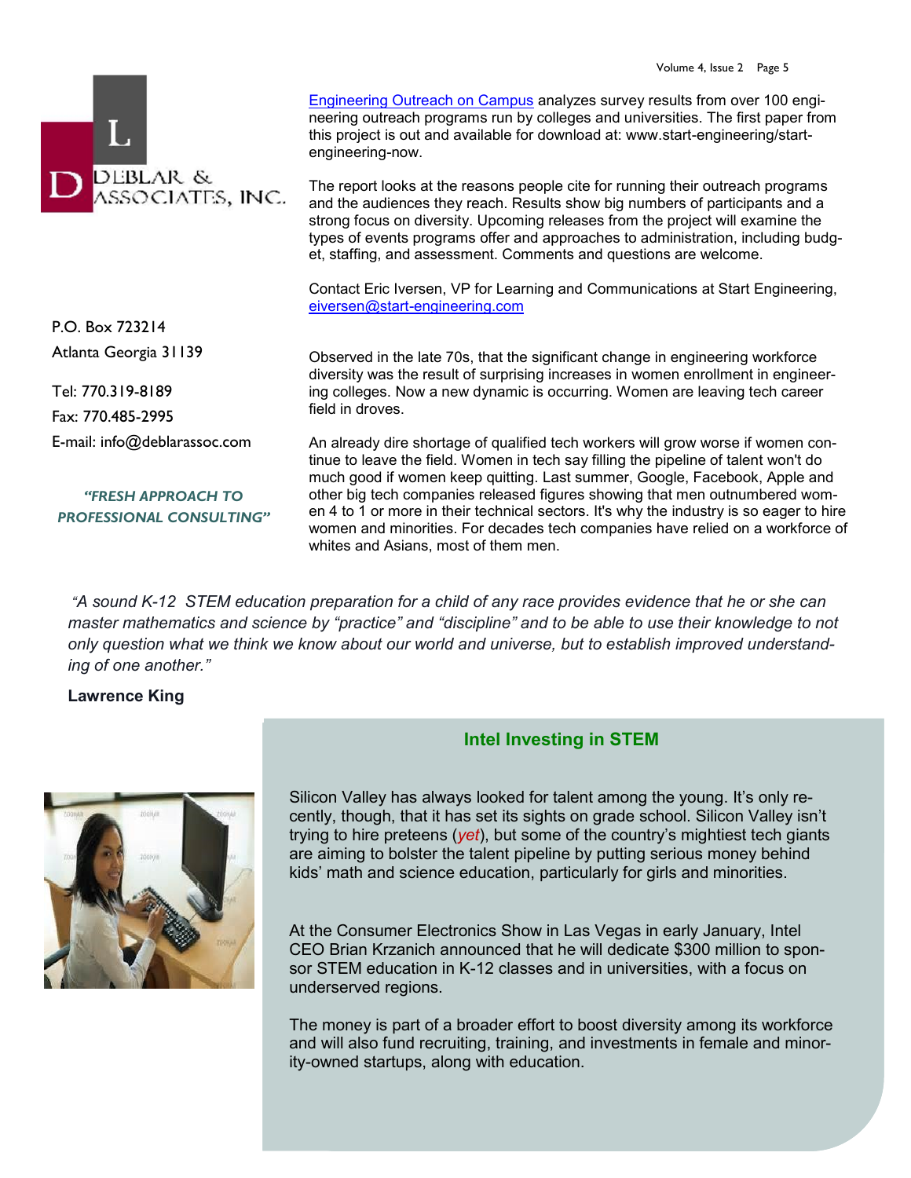DEBLAR & ASSOCIATES, INC.

P.O. Box 723214
Atlanta Georgia 31139

Tel: 770.319-8189
Fax: 770.485-2995
E-mail: info@deblarassoc.com

***"FRESH APPROACH TO PROFESSIONAL CONSULTING"***

[Engineering Outreach on Campus](#) analyzes survey results from over 100 engineering outreach programs run by colleges and universities. The first paper from this project is out and available for download at: www.start-engineering/start-engineering-now.

The report looks at the reasons people cite for running their outreach programs and the audiences they reach. Results show big numbers of participants and a strong focus on diversity. Upcoming releases from the project will examine the types of events programs offer and approaches to administration, including budget, staffing, and assessment. Comments and questions are welcome.

Contact Eric Iversen, VP for Learning and Communications at Start Engineering, eiversen@start-engineering.com

Observed in the late 70s, that the significant change in engineering workforce diversity was the result of surprising increases in women enrollment in engineering colleges. Now a new dynamic is occurring. Women are leaving tech career field in droves.

An already dire shortage of qualified tech workers will grow worse if women continue to leave the field. Women in tech say filling the pipeline of talent won't do much good if women keep quitting. Last summer, Google, Facebook, Apple and other big tech companies released figures showing that men outnumbered women 4 to 1 or more in their technical sectors. It's why the industry is so eager to hire women and minorities. For decades tech companies have relied on a workforce of whites and Asians, most of them men.

*"A sound K-12 STEM education preparation for a child of any race provides evidence that he or she can master mathematics and science by "practice" and "discipline" and to be able to use their knowledge to not only question what we think we know about our world and universe, but to establish improved understanding of one another."*

**Lawrence King**

## Intel Investing in STEM

Silicon Valley has always looked for talent among the young. It's only recently, though, that it has set its sights on grade school. Silicon Valley isn't trying to hire preteens (*yet*), but some of the country's mightiest tech giants are aiming to bolster the talent pipeline by putting serious money behind kids' math and science education, particularly for girls and minorities.

At the Consumer Electronics Show in Las Vegas in early January, Intel CEO Brian Krzanich announced that he will dedicate $300 million to sponsor STEM education in K-12 classes and in universities, with a focus on underserved regions.

The money is part of a broader effort to boost diversity among its workforce and will also fund recruiting, training, and investments in female and minority-owned startups, along with education.